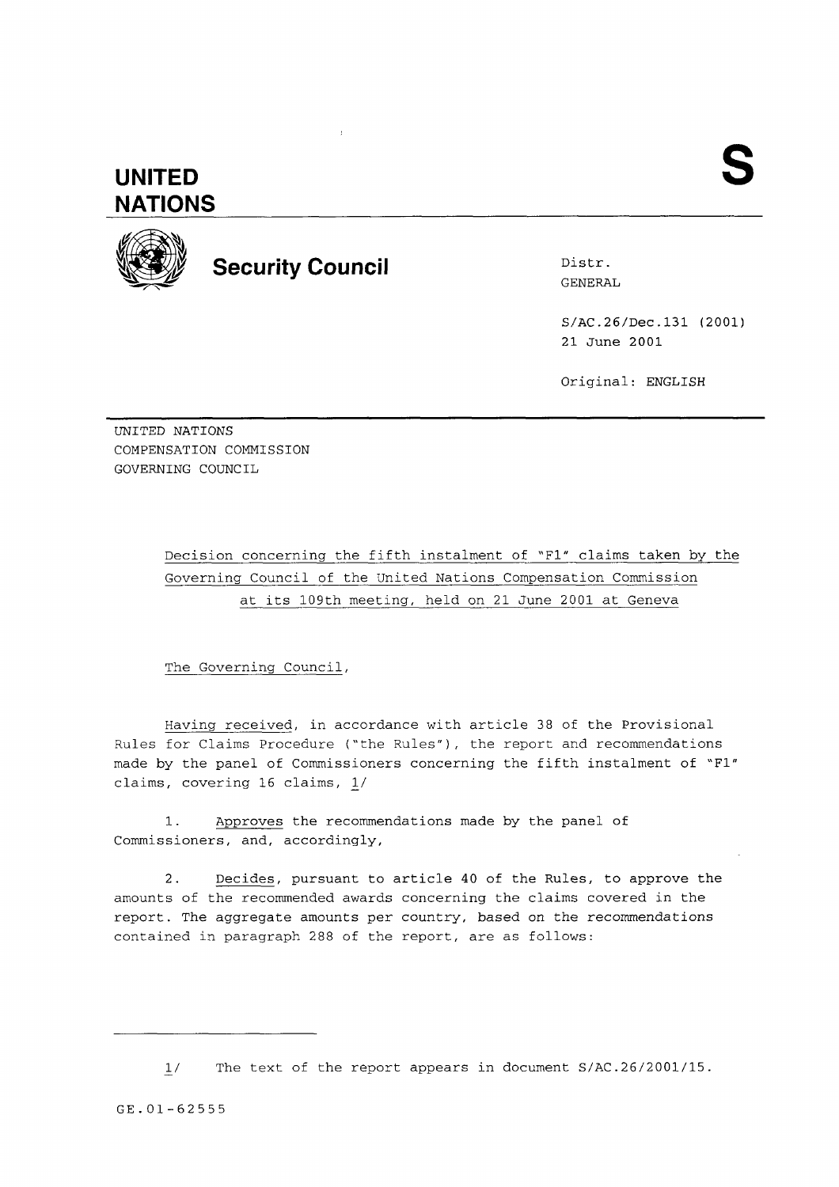# UNITED NATIONS

**S**

## Security Council

Distr.
GENERAL

S/AC.26/Dec.131 (2001)
21 June 2001

Original: ENGLISH

UNITED NATIONS
COMPENSATION COMMISSION
GOVERNING COUNCIL

Decision concerning the fifth instalment of "F1" claims taken by the Governing Council of the United Nations Compensation Commission at its 109th meeting, held on 21 June 2001 at Geneva

The Governing Council,

*Having received*, in accordance with article 38 of the Provisional Rules for Claims Procedure ("the Rules"), the report and recommendations made by the panel of Commissioners concerning the fifth instalment of "F1" claims, covering 16 claims, 1/

1. *Approves* the recommendations made by the panel of Commissioners, and, accordingly,

2. *Decides*, pursuant to article 40 of the Rules, to approve the amounts of the recommended awards concerning the claims covered in the report. The aggregate amounts per country, based on the recommendations contained in paragraph 288 of the report, are as follows:

---

1/ The text of the report appears in document S/AC.26/2001/15.

GE.01-62555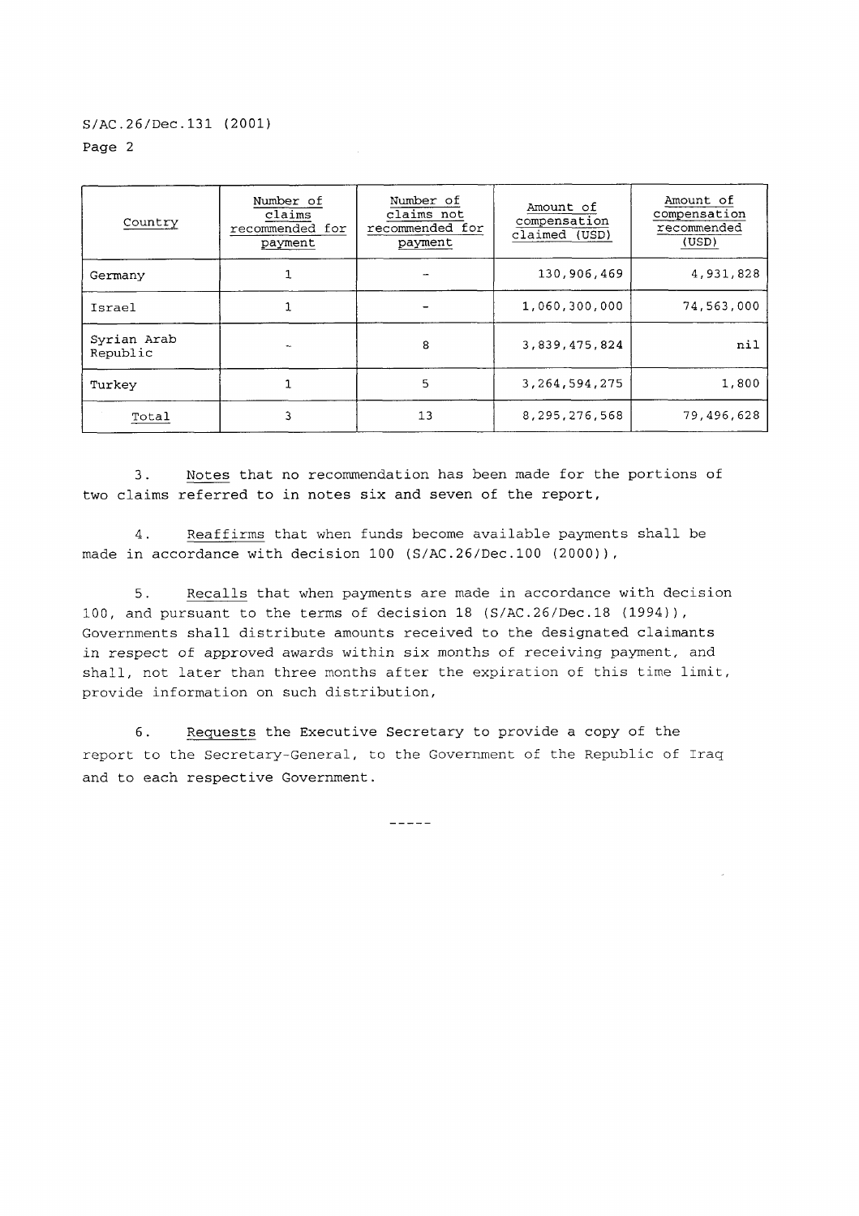| Country | Number of claims recommended for payment | Number of claims not recommended for payment | Amount of compensation claimed (USD) | Amount of compensation recommended (USD) |
|---|---|---|---|---|
| Germany | 1 | - | 130,906,469 | 4,931,828 |
| Israel | 1 | - | 1,060,300,000 | 74,563,000 |
| Syrian Arab Republic | - | 8 | 3,839,475,824 | nil |
| Turkey | 1 | 5 | 3,264,594,275 | 1,800 |
| Total | 3 | 13 | 8,295,276,568 | 79,496,628 |

3. Notes that no recommendation has been made for the portions of two claims referred to in notes six and seven of the report,

4. Reaffirms that when funds become available payments shall be made in accordance with decision 100 (S/AC.26/Dec.100 (2000)),

5. Recalls that when payments are made in accordance with decision 100, and pursuant to the terms of decision 18 (S/AC.26/Dec.18 (1994)), Governments shall distribute amounts received to the designated claimants in respect of approved awards within six months of receiving payment, and shall, not later than three months after the expiration of this time limit, provide information on such distribution,

6. Requests the Executive Secretary to provide a copy of the report to the Secretary-General, to the Government of the Republic of Iraq and to each respective Government.

-----